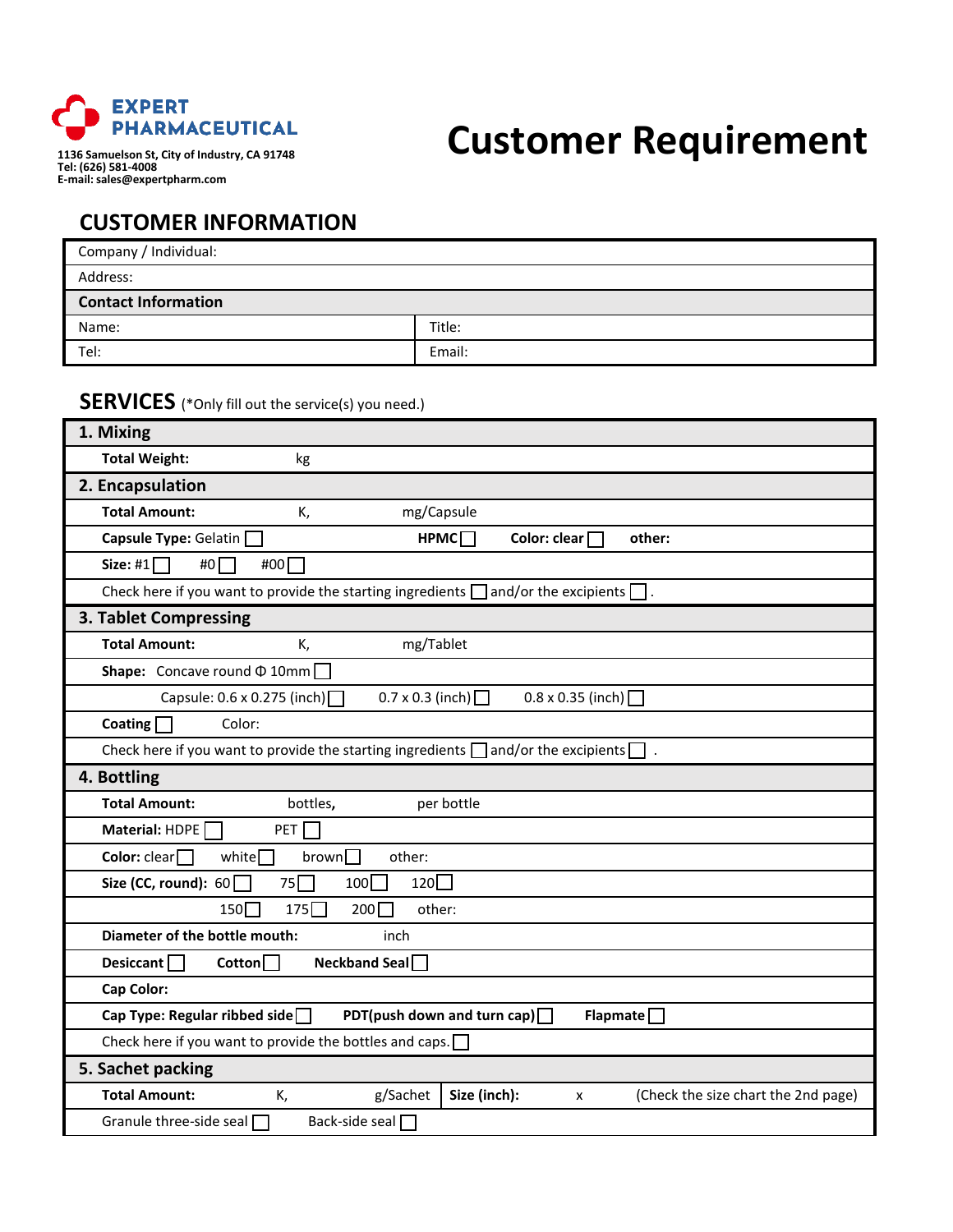**EXPERT PHARMACEUTICAL**

1136 Samuelson St, City of Industry, CA 91748
Tel: (626) 581-4008
E-mail: sales@expertpharm.com

# Customer Requirement

## CUSTOMER INFORMATION

| Company / Individual: | |
|---|---|
| Address: | |
| **Contact Information** | |
| Name: | Title: |
| Tel: | Email: |

## SERVICES (*Only fill out the service(s) you need.)

### 1. Mixing

**Total Weight:** kg

### 2. Encapsulation

**Total Amount:** K, mg/Capsule

**Capsule Type:** Gelatin ☐ **HPMC** ☐ **Color: clear** ☐ **other:**

**Size:** #1 ☐ #0 ☐ #00 ☐

Check here if you want to provide the starting ingredients ☐ and/or the excipients ☐ .

### 3. Tablet Compressing

**Total Amount:** K, mg/Tablet

**Shape:** Concave round Φ 10mm ☐

Capsule: 0.6 x 0.275 (inch) ☐ 0.7 x 0.3 (inch) ☐ 0.8 x 0.35 (inch) ☐

**Coating** ☐ Color:

Check here if you want to provide the starting ingredients ☐ and/or the excipients ☐ .

### 4. Bottling

**Total Amount:** bottles, per bottle

**Material:** HDPE ☐ PET ☐

**Color:** clear ☐ white ☐ brown ☐ other:

**Size (CC, round):** 60 ☐ 75 ☐ 100 ☐ 120 ☐

150 ☐ 175 ☐ 200 ☐ other:

**Diameter of the bottle mouth:** inch

**Desiccant** ☐ **Cotton** ☐ **Neckband Seal** ☐

**Cap Color:**

**Cap Type: Regular ribbed side** ☐ **PDT(push down and turn cap)** ☐ **Flapmate** ☐

Check here if you want to provide the bottles and caps. ☐

### 5. Sachet packing

**Total Amount:** K, g/Sachet | **Size (inch):** x (Check the size chart the 2nd page)

Granule three-side seal ☐ Back-side seal ☐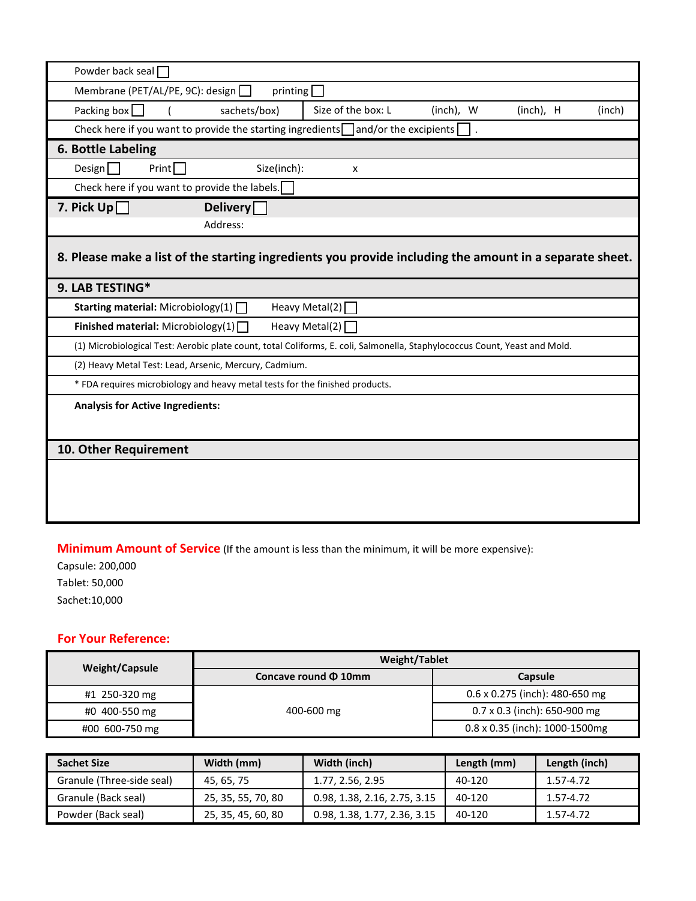Powder back seal ☐

Membrane (PET/AL/PE, 9C): design ☐ printing ☐

Packing box ☐ ( sachets/box) Size of the box: L (inch), W (inch), H (inch)

Check here if you want to provide the starting ingredients ☐ and/or the excipients ☐ .

## 6. Bottle Labeling

Design ☐ Print ☐ Size(inch): x

Check here if you want to provide the labels. ☐

## 7. Pick Up ☐ Delivery ☐

Address:

## 8. Please make a list of the starting ingredients you provide including the amount in a separate sheet.

## 9. LAB TESTING*

**Starting material:** Microbiology(1) ☐ Heavy Metal(2) ☐

**Finished material:** Microbiology(1) ☐ Heavy Metal(2) ☐

(1) Microbiological Test: Aerobic plate count, total Coliforms, E. coli, Salmonella, Staphylococcus Count, Yeast and Mold.

(2) Heavy Metal Test: Lead, Arsenic, Mercury, Cadmium.

* FDA requires microbiology and heavy metal tests for the finished products.

**Analysis for Active Ingredients:**

## 10. Other Requirement

**Minimum Amount of Service** (If the amount is less than the minimum, it will be more expensive):

Capsule: 200,000

Tablet: 50,000

Sachet:10,000

**For Your Reference:**

| Weight/Capsule | Weight/Tablet | |
|---|---|---|
| | Concave round Φ 10mm | Capsule |
| #1 250-320 mg | 400-600 mg | 0.6 x 0.275 (inch): 480-650 mg |
| #0 400-550 mg | | 0.7 x 0.3 (inch): 650-900 mg |
| #00 600-750 mg | | 0.8 x 0.35 (inch): 1000-1500mg |

| Sachet Size | Width (mm) | Width (inch) | Length (mm) | Length (inch) |
|---|---|---|---|---|
| Granule (Three-side seal) | 45, 65, 75 | 1.77, 2.56, 2.95 | 40-120 | 1.57-4.72 |
| Granule (Back seal) | 25, 35, 55, 70, 80 | 0.98, 1.38, 2.16, 2.75, 3.15 | 40-120 | 1.57-4.72 |
| Powder (Back seal) | 25, 35, 45, 60, 80 | 0.98, 1.38, 1.77, 2.36, 3.15 | 40-120 | 1.57-4.72 |